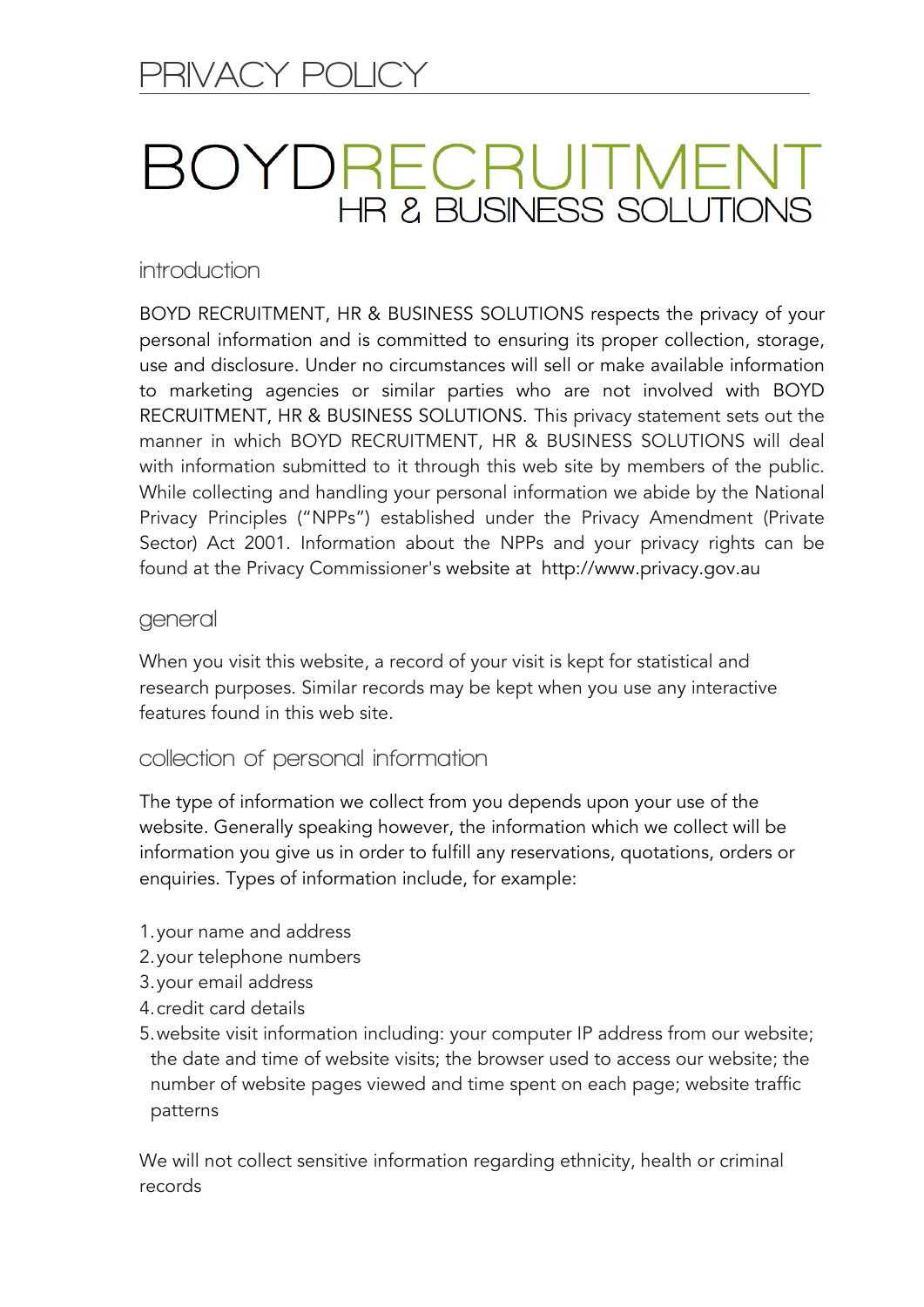# PRIVACY POLICY

# BOYDRECRUITMENT
## HR & BUSINESS SOLUTIONS

### introduction

BOYD RECRUITMENT, HR & BUSINESS SOLUTIONS respects the privacy of your personal information and is committed to ensuring its proper collection, storage, use and disclosure. Under no circumstances will sell or make available information to marketing agencies or similar parties who are not involved with BOYD RECRUITMENT, HR & BUSINESS SOLUTIONS. This privacy statement sets out the manner in which BOYD RECRUITMENT, HR & BUSINESS SOLUTIONS will deal with information submitted to it through this web site by members of the public. While collecting and handling your personal information we abide by the National Privacy Principles ("NPPs") established under the Privacy Amendment (Private Sector) Act 2001. Information about the NPPs and your privacy rights can be found at the Privacy Commissioner's website at http://www.privacy.gov.au

### general

When you visit this website, a record of your visit is kept for statistical and research purposes. Similar records may be kept when you use any interactive features found in this web site.

### collection of personal information

The type of information we collect from you depends upon your use of the website. Generally speaking however, the information which we collect will be information you give us in order to fulfill any reservations, quotations, orders or enquiries. Types of information include, for example:

1. your name and address
2. your telephone numbers
3. your email address
4. credit card details
5. website visit information including: your computer IP address from our website; the date and time of website visits; the browser used to access our website; the number of website pages viewed and time spent on each page; website traffic patterns

We will not collect sensitive information regarding ethnicity, health or criminal records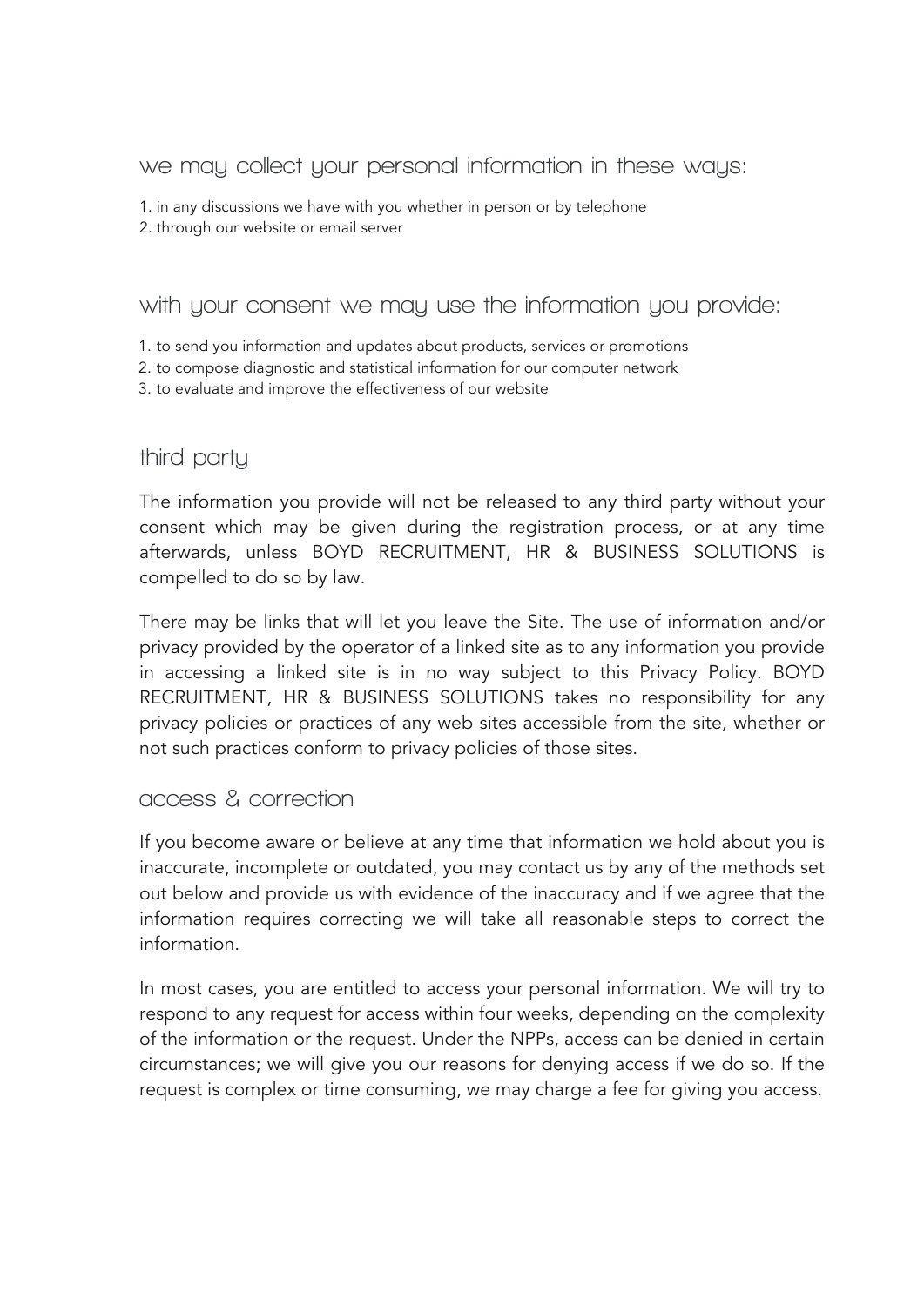## we may collect your personal information in these ways:

1. in any discussions we have with you whether in person or by telephone
2. through our website or email server

## with your consent we may use the information you provide:

1. to send you information and updates about products, services or promotions
2. to compose diagnostic and statistical information for our computer network
3. to evaluate and improve the effectiveness of our website

## third party

The information you provide will not be released to any third party without your consent which may be given during the registration process, or at any time afterwards, unless BOYD RECRUITMENT, HR & BUSINESS SOLUTIONS is compelled to do so by law.

There may be links that will let you leave the Site. The use of information and/or privacy provided by the operator of a linked site as to any information you provide in accessing a linked site is in no way subject to this Privacy Policy. BOYD RECRUITMENT, HR & BUSINESS SOLUTIONS takes no responsibility for any privacy policies or practices of any web sites accessible from the site, whether or not such practices conform to privacy policies of those sites.

## access & correction

If you become aware or believe at any time that information we hold about you is inaccurate, incomplete or outdated, you may contact us by any of the methods set out below and provide us with evidence of the inaccuracy and if we agree that the information requires correcting we will take all reasonable steps to correct the information.

In most cases, you are entitled to access your personal information. We will try to respond to any request for access within four weeks, depending on the complexity of the information or the request. Under the NPPs, access can be denied in certain circumstances; we will give you our reasons for denying access if we do so. If the request is complex or time consuming, we may charge a fee for giving you access.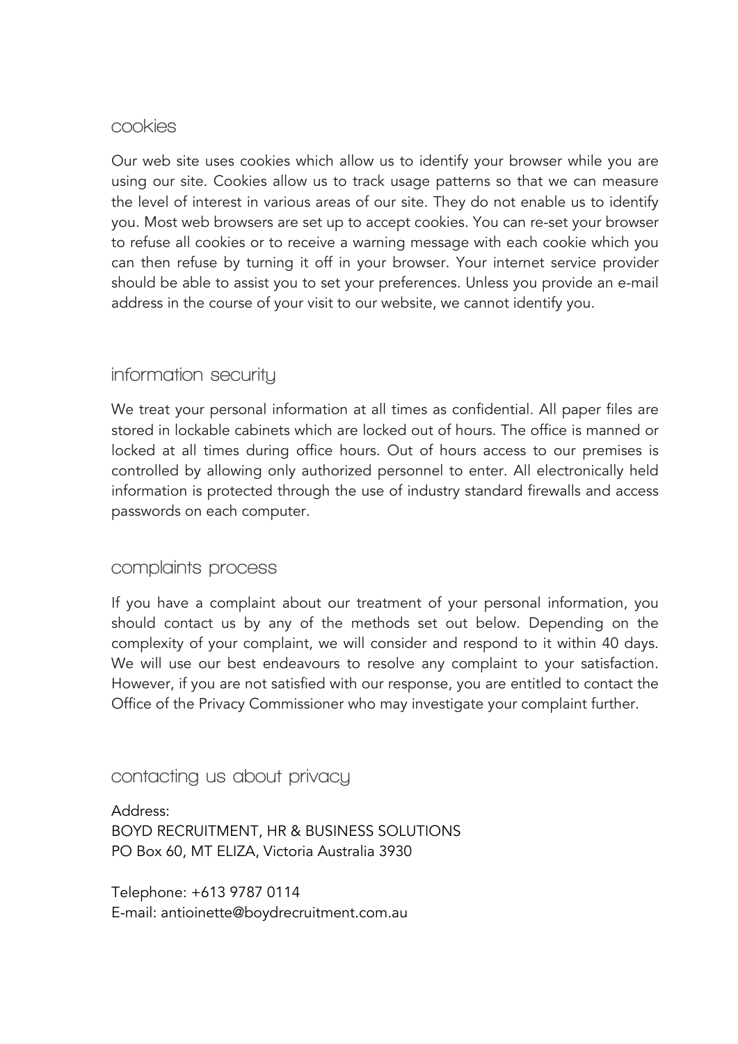## cookies

Our web site uses cookies which allow us to identify your browser while you are using our site. Cookies allow us to track usage patterns so that we can measure the level of interest in various areas of our site. They do not enable us to identify you. Most web browsers are set up to accept cookies. You can re-set your browser to refuse all cookies or to receive a warning message with each cookie which you can then refuse by turning it off in your browser. Your internet service provider should be able to assist you to set your preferences. Unless you provide an e-mail address in the course of your visit to our website, we cannot identify you.

## information security

We treat your personal information at all times as confidential. All paper files are stored in lockable cabinets which are locked out of hours. The office is manned or locked at all times during office hours. Out of hours access to our premises is controlled by allowing only authorized personnel to enter. All electronically held information is protected through the use of industry standard firewalls and access passwords on each computer.

## complaints process

If you have a complaint about our treatment of your personal information, you should contact us by any of the methods set out below. Depending on the complexity of your complaint, we will consider and respond to it within 40 days. We will use our best endeavours to resolve any complaint to your satisfaction. However, if you are not satisfied with our response, you are entitled to contact the Office of the Privacy Commissioner who may investigate your complaint further.

## contacting us about privacy

Address:
BOYD RECRUITMENT, HR & BUSINESS SOLUTIONS
PO Box 60, MT ELIZA, Victoria Australia 3930

Telephone: +613 9787 0114
E-mail: antioinette@boydrecruitment.com.au